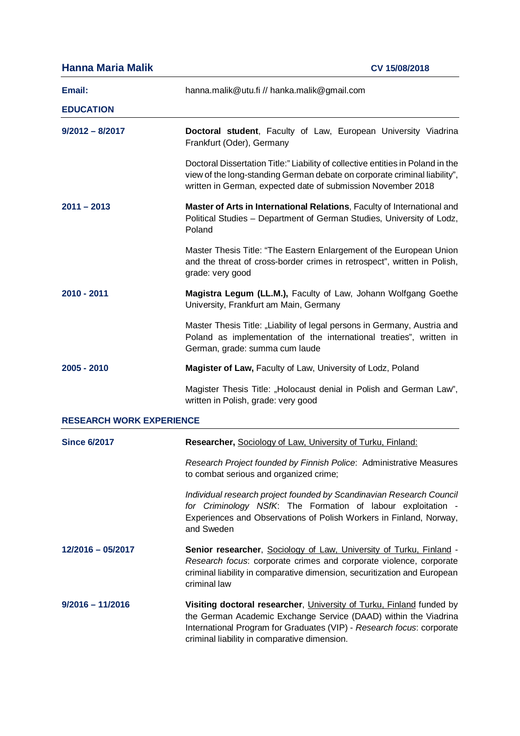# Hanna Maria Malik

**CV 15/08/2018**

**Email:** hanna.malik@utu.fi // hanka.malik@gmail.com

## EDUCATION

| | |
|---|---|
| **9/2012 – 8/2017** | **Doctoral student**, Faculty of Law, European University Viadrina Frankfurt (Oder), Germany |
| | Doctoral Dissertation Title:" Liability of collective entities in Poland in the view of the long-standing German debate on corporate criminal liability", written in German, expected date of submission November 2018 |
| **2011 – 2013** | **Master of Arts in International Relations**, Faculty of International and Political Studies – Department of German Studies, University of Lodz, Poland |
| | Master Thesis Title: "The Eastern Enlargement of the European Union and the threat of cross-border crimes in retrospect", written in Polish, grade: very good |
| **2010 - 2011** | **Magistra Legum (LL.M.),** Faculty of Law, Johann Wolfgang Goethe University, Frankfurt am Main, Germany |
| | Master Thesis Title: „Liability of legal persons in Germany, Austria and Poland as implementation of the international treaties", written in German, grade: summa cum laude |
| **2005 - 2010** | **Magister of Law,** Faculty of Law, University of Lodz, Poland |
| | Magister Thesis Title: „Holocaust denial in Polish and German Law", written in Polish, grade: very good |

## RESEARCH WORK EXPERIENCE

| | |
|---|---|
| **Since 6/2017** | **Researcher,** Sociology of Law, University of Turku, Finland: |
| | *Research Project founded by Finnish Police*: Administrative Measures to combat serious and organized crime; |
| | *Individual research project founded by Scandinavian Research Council for Criminology NSfK*: The Formation of labour exploitation - Experiences and Observations of Polish Workers in Finland, Norway, and Sweden |
| **12/2016 – 05/2017** | **Senior researcher**, Sociology of Law, University of Turku, Finland - *Research focus*: corporate crimes and corporate violence, corporate criminal liability in comparative dimension, securitization and European criminal law |
| **9/2016 – 11/2016** | **Visiting doctoral researcher**, University of Turku, Finland funded by the German Academic Exchange Service (DAAD) within the Viadrina International Program for Graduates (VIP) - *Research focus*: corporate criminal liability in comparative dimension. |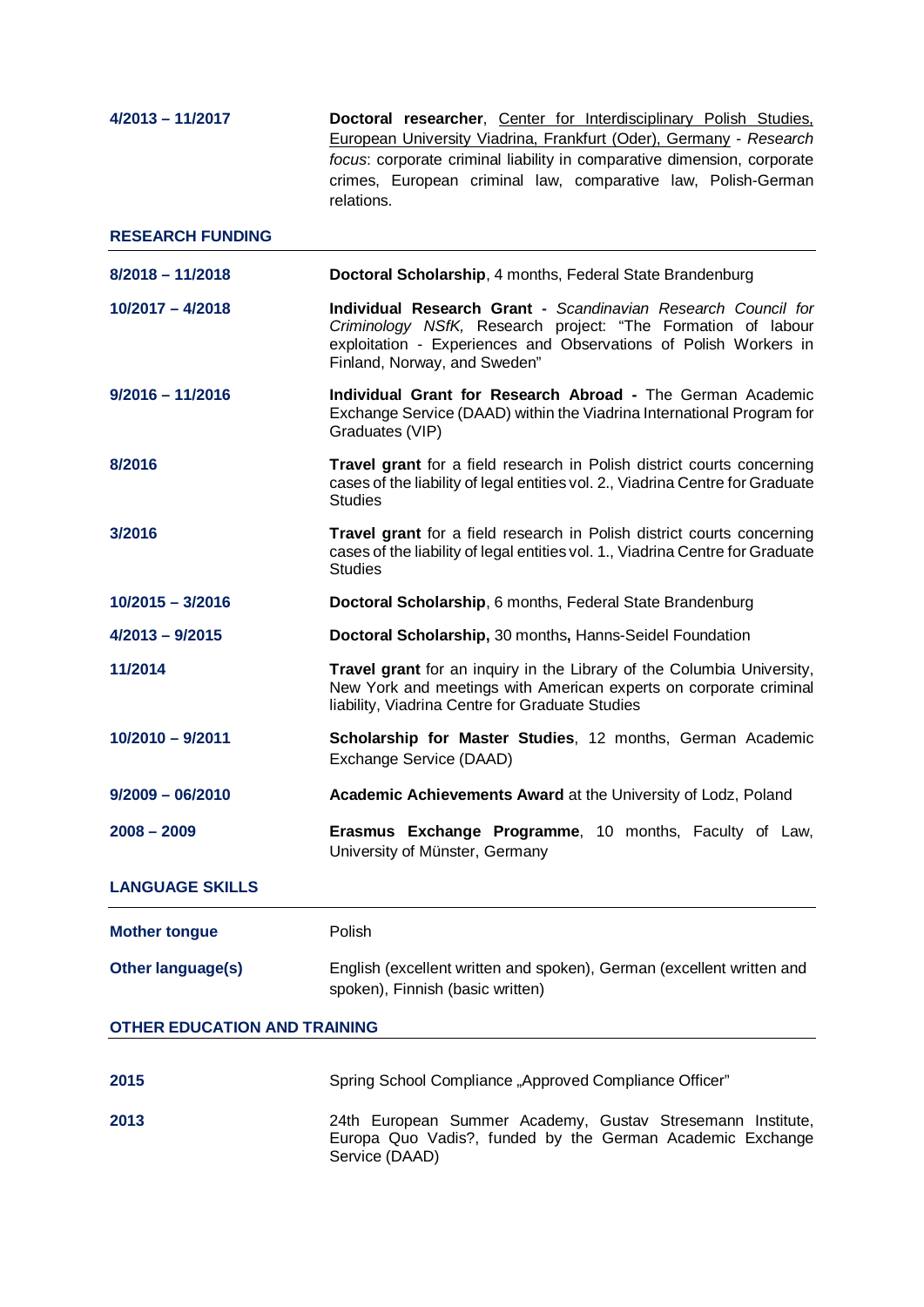**4/2013 – 11/2017** — **Doctoral researcher**, Center for Interdisciplinary Polish Studies, European University Viadrina, Frankfurt (Oder), Germany - *Research focus*: corporate criminal liability in comparative dimension, corporate crimes, European criminal law, comparative law, Polish-German relations.

## RESEARCH FUNDING

**8/2018 – 11/2018** — **Doctoral Scholarship**, 4 months, Federal State Brandenburg

**10/2017 – 4/2018** — **Individual Research Grant -** *Scandinavian Research Council for Criminology NSfK,* Research project: "The Formation of labour exploitation - Experiences and Observations of Polish Workers in Finland, Norway, and Sweden"

**9/2016 – 11/2016** — **Individual Grant for Research Abroad -** The German Academic Exchange Service (DAAD) within the Viadrina International Program for Graduates (VIP)

**8/2016** — **Travel grant** for a field research in Polish district courts concerning cases of the liability of legal entities vol. 2., Viadrina Centre for Graduate Studies

**3/2016** — **Travel grant** for a field research in Polish district courts concerning cases of the liability of legal entities vol. 1., Viadrina Centre for Graduate Studies

**10/2015 – 3/2016** — **Doctoral Scholarship**, 6 months, Federal State Brandenburg

**4/2013 – 9/2015** — **Doctoral Scholarship,** 30 months**,** Hanns-Seidel Foundation

**11/2014** — **Travel grant** for an inquiry in the Library of the Columbia University, New York and meetings with American experts on corporate criminal liability, Viadrina Centre for Graduate Studies

**10/2010 – 9/2011** — **Scholarship for Master Studies**, 12 months, German Academic Exchange Service (DAAD)

**9/2009 – 06/2010** — **Academic Achievements Award** at the University of Lodz, Poland

**2008 – 2009** — **Erasmus Exchange Programme**, 10 months, Faculty of Law, University of Münster, Germany

## LANGUAGE SKILLS

**Mother tongue** — Polish

**Other language(s)** — English (excellent written and spoken), German (excellent written and spoken), Finnish (basic written)

## OTHER EDUCATION AND TRAINING

**2015** — Spring School Compliance „Approved Compliance Officer"

**2013** — 24th European Summer Academy, Gustav Stresemann Institute, Europa Quo Vadis?, funded by the German Academic Exchange Service (DAAD)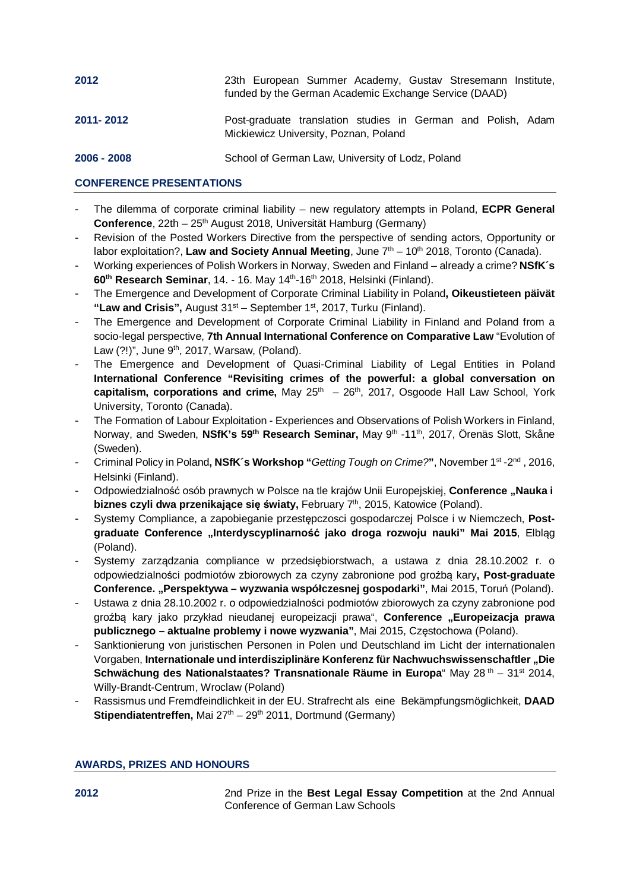| | |
|---|---|
| **2012** | 23th European Summer Academy, Gustav Stresemann Institute, funded by the German Academic Exchange Service (DAAD) |
| **2011- 2012** | Post-graduate translation studies in German and Polish, Adam Mickiewicz University, Poznan, Poland |
| **2006 - 2008** | School of German Law, University of Lodz, Poland |

## CONFERENCE PRESENTATIONS

- The dilemma of corporate criminal liability – new regulatory attempts in Poland, **ECPR General Conference**, 22th – 25th August 2018, Universität Hamburg (Germany)
- Revision of the Posted Workers Directive from the perspective of sending actors, Opportunity or labor exploitation?, **Law and Society Annual Meeting**, June 7th – 10th 2018, Toronto (Canada).
- Working experiences of Polish Workers in Norway, Sweden and Finland – already a crime? **NSfK´s 60th Research Seminar**, 14. - 16. May 14th-16th 2018, Helsinki (Finland).
- The Emergence and Development of Corporate Criminal Liability in Poland**, Oikeustieteen päivät "Law and Crisis",** August 31st – September 1st, 2017, Turku (Finland).
- The Emergence and Development of Corporate Criminal Liability in Finland and Poland from a socio-legal perspective, **7th Annual International Conference on Comparative Law** "Evolution of Law (?!)", June 9th, 2017, Warsaw, (Poland).
- The Emergence and Development of Quasi-Criminal Liability of Legal Entities in Poland **International Conference "Revisiting crimes of the powerful: a global conversation on capitalism, corporations and crime,** May 25th – 26th, 2017, Osgoode Hall Law School, York University, Toronto (Canada).
- The Formation of Labour Exploitation - Experiences and Observations of Polish Workers in Finland, Norway, and Sweden, **NSfK's 59th Research Seminar,** May 9th -11th, 2017, Örenäs Slott, Skåne (Sweden).
- Criminal Policy in Poland**, NSfK´s Workshop "***Getting Tough on Crime?***"**, November 1st -2nd , 2016, Helsinki (Finland).
- Odpowiedzialność osób prawnych w Polsce na tle krajów Unii Europejskiej, **Conference „Nauka i biznes czyli dwa przenikające się światy,** February 7th, 2015, Katowice (Poland).
- Systemy Compliance, a zapobieganie przestępczosci gospodarczej Polsce i w Niemczech, **Post-graduate Conference „Interdyscyplinarność jako droga rozwoju nauki" Mai 2015**, Elbląg (Poland).
- Systemy zarządzania compliance w przedsiębiorstwach, a ustawa z dnia 28.10.2002 r. o odpowiedzialności podmiotów zbiorowych za czyny zabronione pod groźbą kary**, Post-graduate Conference. „Perspektywa – wyzwania współczesnej gospodarki"**, Mai 2015, Toruń (Poland).
- Ustawa z dnia 28.10.2002 r. o odpowiedzialności podmiotów zbiorowych za czyny zabronione pod groźbą kary jako przykład nieudanej europeizacji prawa", **Conference „Europeizacja prawa publicznego – aktualne problemy i nowe wyzwania"**, Mai 2015, Częstochowa (Poland).
- Sanktionierung von juristischen Personen in Polen und Deutschland im Licht der internationalen Vorgaben, **Internationale und interdisziplinäre Konferenz für Nachwuchswissenschaftler „Die Schwächung des Nationalstaates? Transnationale Räume in Europa**" May 28th – 31st 2014, Willy-Brandt-Centrum, Wroclaw (Poland)
- Rassismus und Fremdfeindlichkeit in der EU. Strafrecht als eine Bekämpfungsmöglichkeit, **DAAD Stipendiatentreffen,** Mai 27th – 29th 2011, Dortmund (Germany)

## AWARDS, PRIZES AND HONOURS

| | |
|---|---|
| **2012** | 2nd Prize in the **Best Legal Essay Competition** at the 2nd Annual Conference of German Law Schools |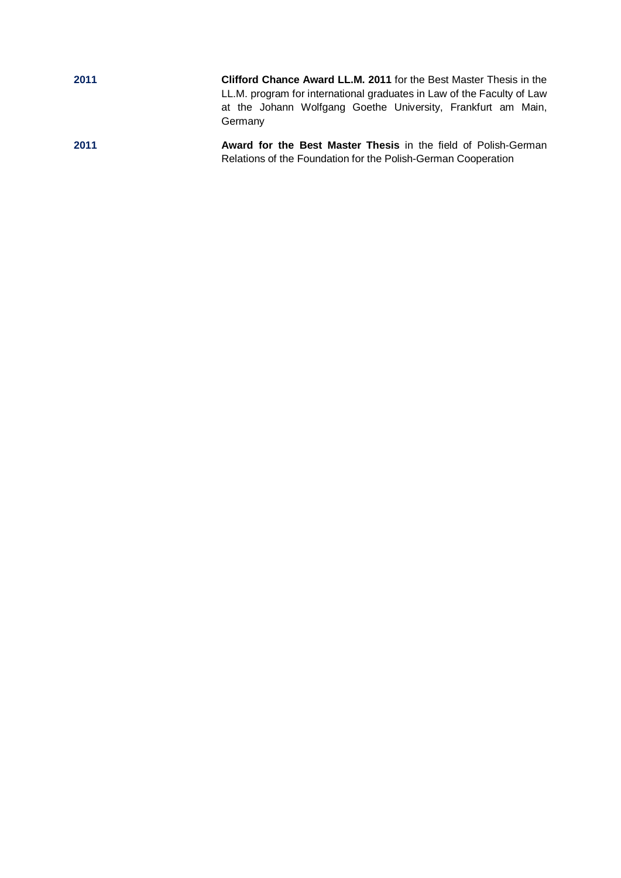**2011** **Clifford Chance Award LL.M. 2011** for the Best Master Thesis in the LL.M. program for international graduates in Law of the Faculty of Law at the Johann Wolfgang Goethe University, Frankfurt am Main, Germany

**2011** **Award for the Best Master Thesis** in the field of Polish-German Relations of the Foundation for the Polish-German Cooperation